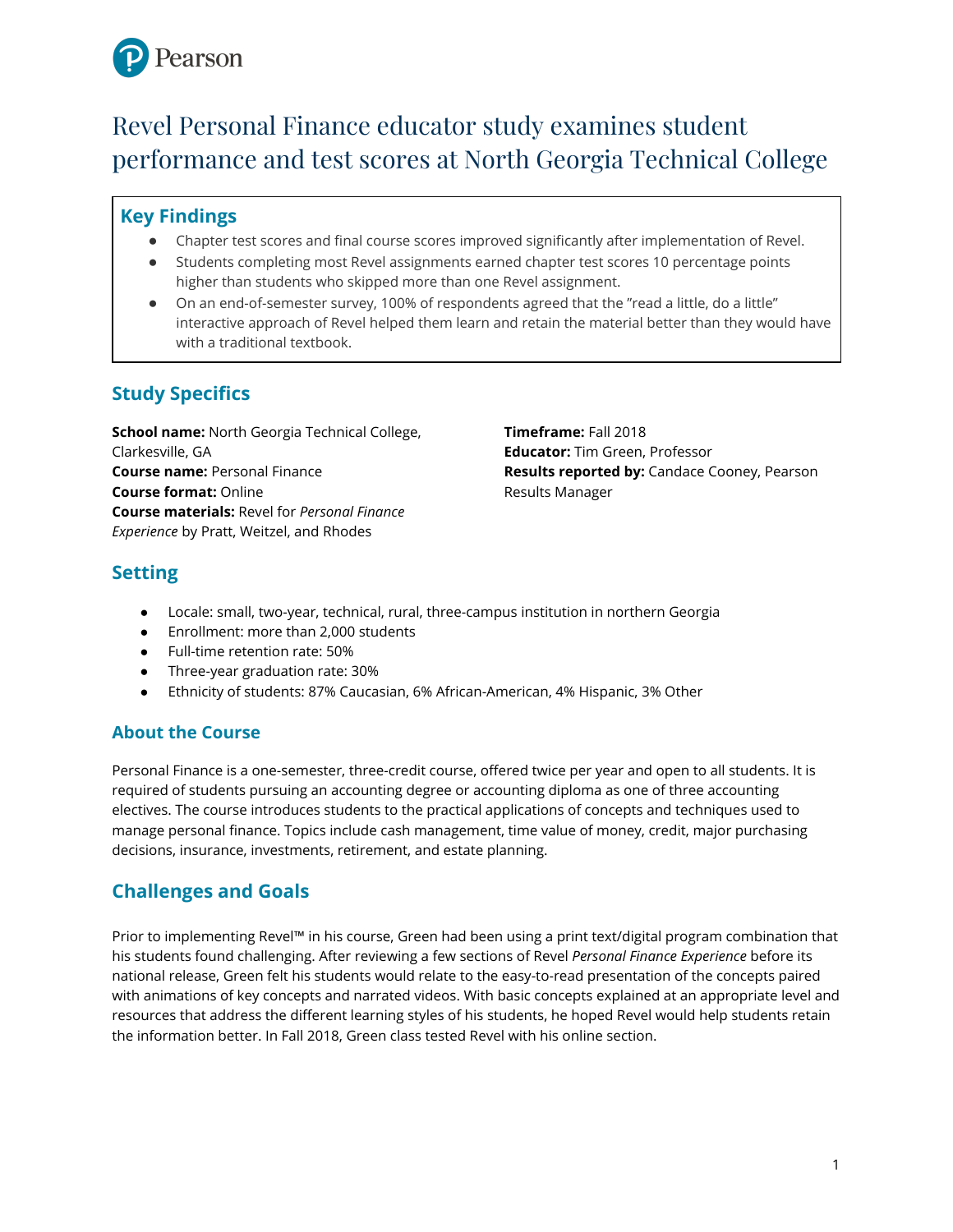# Revel Personal Finance educator study examines student performance and test scores at North Georgia Technical College

## Key Findings

- Chapter test scores and final course scores improved significantly after implementation of Revel.
- Students completing most Revel assignments earned chapter test scores 10 percentage points higher than students who skipped more than one Revel assignment.
- On an end-of-semester survey, 100% of respondents agreed that the "read a little, do a little" interactive approach of Revel helped them learn and retain the material better than they would have with a traditional textbook.

## Study Specifics

**School name:** North Georgia Technical College, Clarkesville, GA
**Course name:** Personal Finance
**Course format:** Online
**Course materials:** Revel for *Personal Finance Experience* by Pratt, Weitzel, and Rhodes

**Timeframe:** Fall 2018
**Educator:** Tim Green, Professor
**Results reported by:** Candace Cooney, Pearson Results Manager

## Setting

- Locale: small, two-year, technical, rural, three-campus institution in northern Georgia
- Enrollment: more than 2,000 students
- Full-time retention rate: 50%
- Three-year graduation rate: 30%
- Ethnicity of students: 87% Caucasian, 6% African-American, 4% Hispanic, 3% Other

### About the Course

Personal Finance is a one-semester, three-credit course, offered twice per year and open to all students. It is required of students pursuing an accounting degree or accounting diploma as one of three accounting electives. The course introduces students to the practical applications of concepts and techniques used to manage personal finance. Topics include cash management, time value of money, credit, major purchasing decisions, insurance, investments, retirement, and estate planning.

## Challenges and Goals

Prior to implementing Revel™ in his course, Green had been using a print text/digital program combination that his students found challenging. After reviewing a few sections of Revel *Personal Finance Experience* before its national release, Green felt his students would relate to the easy-to-read presentation of the concepts paired with animations of key concepts and narrated videos. With basic concepts explained at an appropriate level and resources that address the different learning styles of his students, he hoped Revel would help students retain the information better. In Fall 2018, Green class tested Revel with his online section.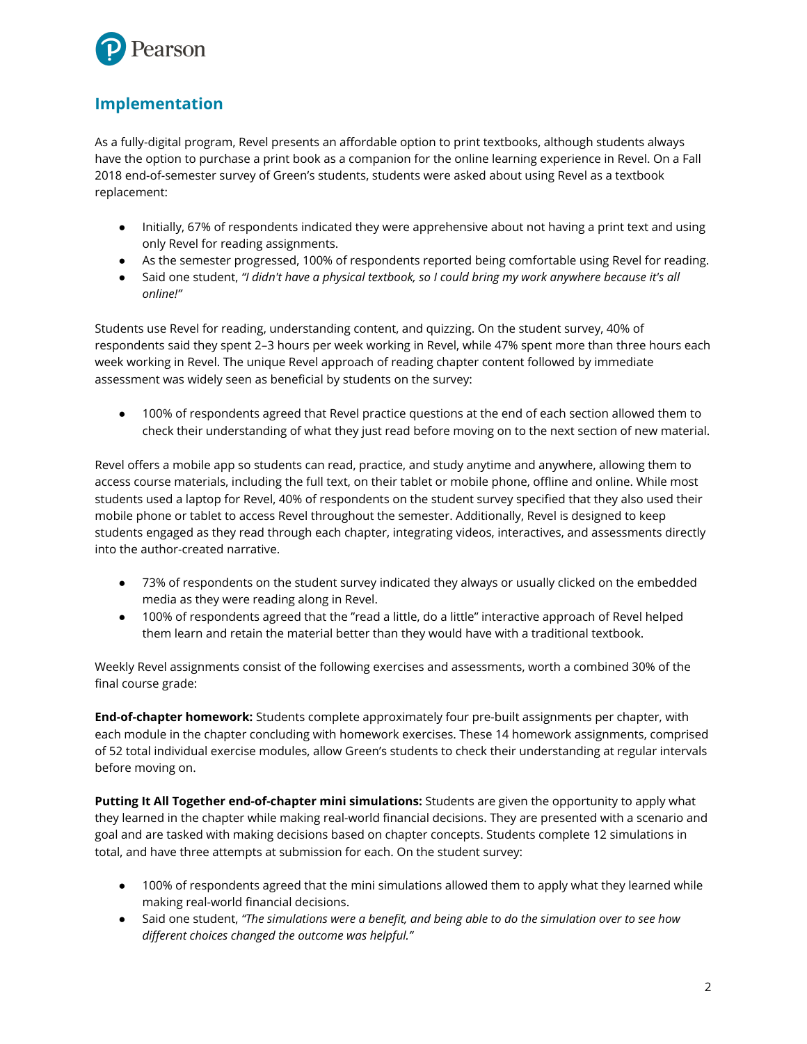## Implementation

As a fully-digital program, Revel presents an affordable option to print textbooks, although students always have the option to purchase a print book as a companion for the online learning experience in Revel. On a Fall 2018 end-of-semester survey of Green's students, students were asked about using Revel as a textbook replacement:

- Initially, 67% of respondents indicated they were apprehensive about not having a print text and using only Revel for reading assignments.
- As the semester progressed, 100% of respondents reported being comfortable using Revel for reading.
- Said one student, *"I didn't have a physical textbook, so I could bring my work anywhere because it's all online!"*

Students use Revel for reading, understanding content, and quizzing. On the student survey, 40% of respondents said they spent 2–3 hours per week working in Revel, while 47% spent more than three hours each week working in Revel. The unique Revel approach of reading chapter content followed by immediate assessment was widely seen as beneficial by students on the survey:

- 100% of respondents agreed that Revel practice questions at the end of each section allowed them to check their understanding of what they just read before moving on to the next section of new material.

Revel offers a mobile app so students can read, practice, and study anytime and anywhere, allowing them to access course materials, including the full text, on their tablet or mobile phone, offline and online. While most students used a laptop for Revel, 40% of respondents on the student survey specified that they also used their mobile phone or tablet to access Revel throughout the semester. Additionally, Revel is designed to keep students engaged as they read through each chapter, integrating videos, interactives, and assessments directly into the author-created narrative.

- 73% of respondents on the student survey indicated they always or usually clicked on the embedded media as they were reading along in Revel.
- 100% of respondents agreed that the "read a little, do a little" interactive approach of Revel helped them learn and retain the material better than they would have with a traditional textbook.

Weekly Revel assignments consist of the following exercises and assessments, worth a combined 30% of the final course grade:

**End-of-chapter homework:** Students complete approximately four pre-built assignments per chapter, with each module in the chapter concluding with homework exercises. These 14 homework assignments, comprised of 52 total individual exercise modules, allow Green's students to check their understanding at regular intervals before moving on.

**Putting It All Together end-of-chapter mini simulations:** Students are given the opportunity to apply what they learned in the chapter while making real-world financial decisions. They are presented with a scenario and goal and are tasked with making decisions based on chapter concepts. Students complete 12 simulations in total, and have three attempts at submission for each. On the student survey:

- 100% of respondents agreed that the mini simulations allowed them to apply what they learned while making real-world financial decisions.
- Said one student, *"The simulations were a benefit, and being able to do the simulation over to see how different choices changed the outcome was helpful."*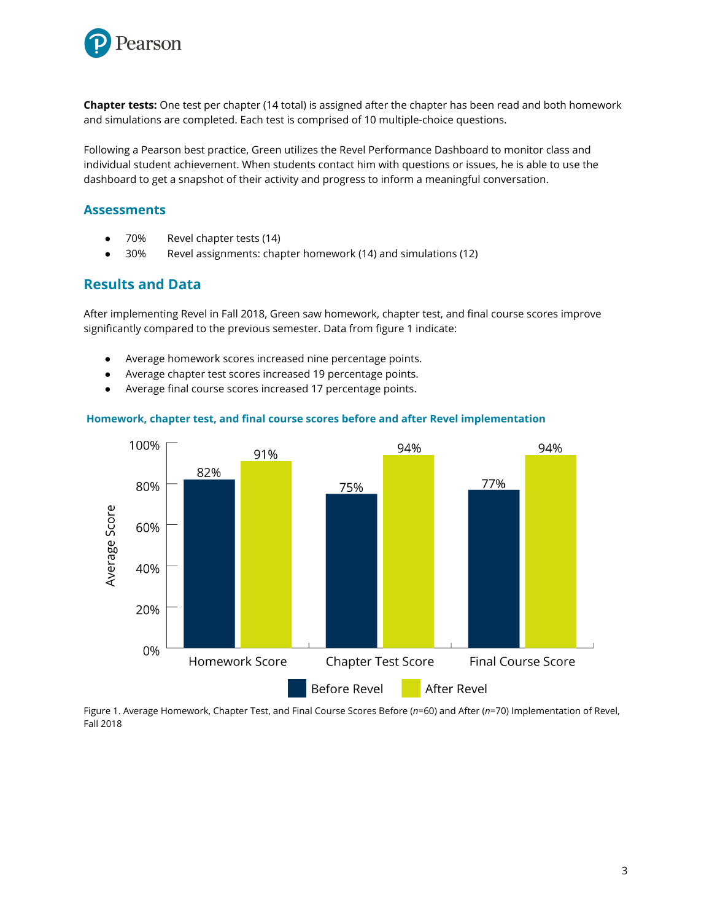**Chapter tests:** One test per chapter (14 total) is assigned after the chapter has been read and both homework and simulations are completed. Each test is comprised of 10 multiple-choice questions.

Following a Pearson best practice, Green utilizes the Revel Performance Dashboard to monitor class and individual student achievement. When students contact him with questions or issues, he is able to use the dashboard to get a snapshot of their activity and progress to inform a meaningful conversation.

## Assessments

- 70% Revel chapter tests (14)
- 30% Revel assignments: chapter homework (14) and simulations (12)

## Results and Data

After implementing Revel in Fall 2018, Green saw homework, chapter test, and final course scores improve significantly compared to the previous semester. Data from figure 1 indicate:

- Average homework scores increased nine percentage points.
- Average chapter test scores increased 19 percentage points.
- Average final course scores increased 17 percentage points.

**Homework, chapter test, and final course scores before and after Revel implementation**

| | Before Revel | After Revel |
|---|---|---|
| Homework Score | 82% | 91% |
| Chapter Test Score | 75% | 94% |
| Final Course Score | 77% | 94% |

Figure 1. Average Homework, Chapter Test, and Final Course Scores Before (*n*=60) and After (*n*=70) Implementation of Revel, Fall 2018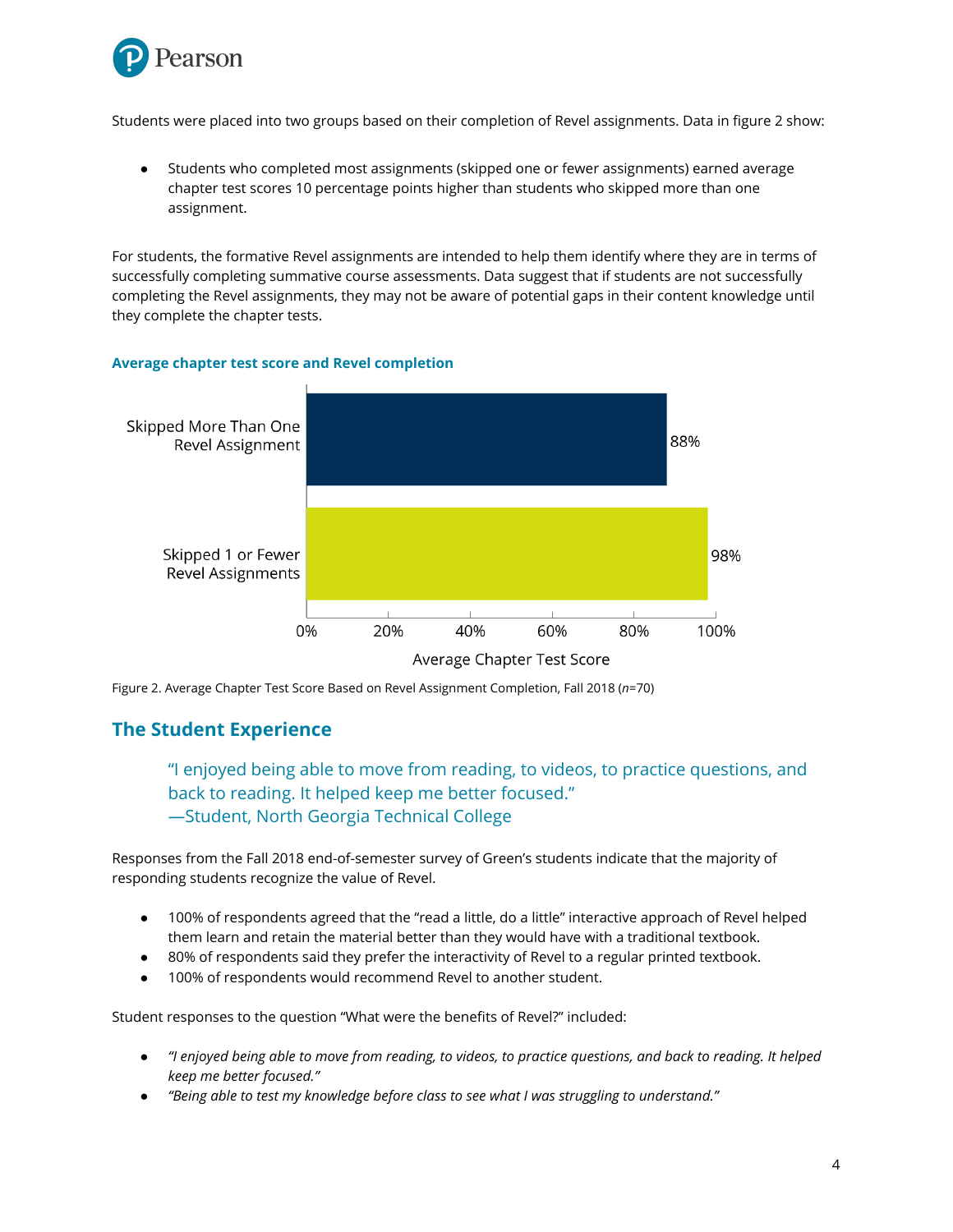Students were placed into two groups based on their completion of Revel assignments. Data in figure 2 show:

- Students who completed most assignments (skipped one or fewer assignments) earned average chapter test scores 10 percentage points higher than students who skipped more than one assignment.

For students, the formative Revel assignments are intended to help them identify where they are in terms of successfully completing summative course assessments. Data suggest that if students are not successfully completing the Revel assignments, they may not be aware of potential gaps in their content knowledge until they complete the chapter tests.

**Average chapter test score and Revel completion**

| Group | Average Chapter Test Score |
|---|---|
| Skipped More Than One Revel Assignment | 88% |
| Skipped 1 or Fewer Revel Assignments | 98% |

Figure 2. Average Chapter Test Score Based on Revel Assignment Completion, Fall 2018 (*n*=70)

## The Student Experience

> "I enjoyed being able to move from reading, to videos, to practice questions, and back to reading. It helped keep me better focused."
> —Student, North Georgia Technical College

Responses from the Fall 2018 end-of-semester survey of Green's students indicate that the majority of responding students recognize the value of Revel.

- 100% of respondents agreed that the "read a little, do a little" interactive approach of Revel helped them learn and retain the material better than they would have with a traditional textbook.
- 80% of respondents said they prefer the interactivity of Revel to a regular printed textbook.
- 100% of respondents would recommend Revel to another student.

Student responses to the question "What were the benefits of Revel?" included:

- *"I enjoyed being able to move from reading, to videos, to practice questions, and back to reading. It helped keep me better focused."*
- *"Being able to test my knowledge before class to see what I was struggling to understand."*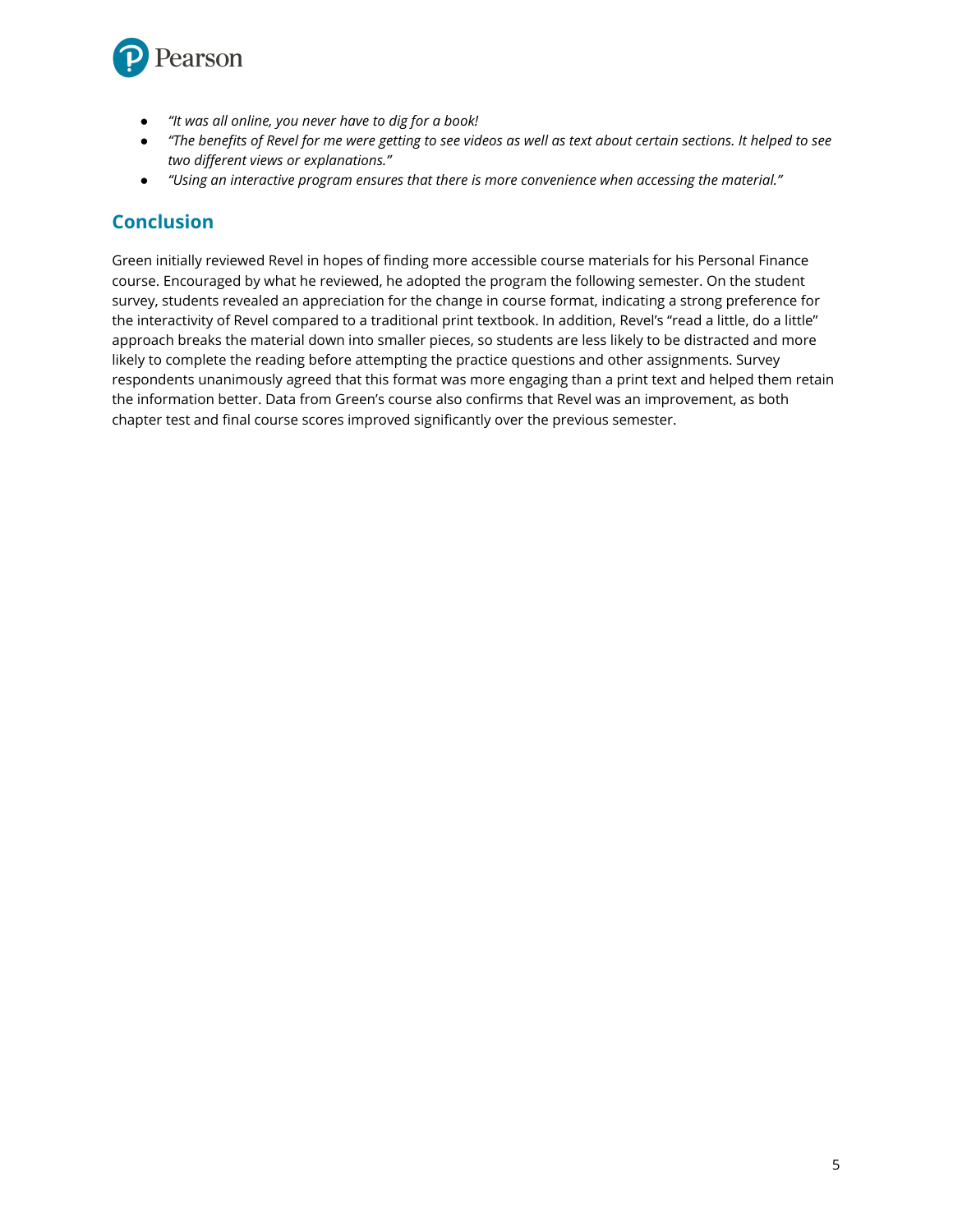- *"It was all online, you never have to dig for a book!*
- *"The benefits of Revel for me were getting to see videos as well as text about certain sections. It helped to see two different views or explanations."*
- *"Using an interactive program ensures that there is more convenience when accessing the material."*

## Conclusion

Green initially reviewed Revel in hopes of finding more accessible course materials for his Personal Finance course. Encouraged by what he reviewed, he adopted the program the following semester. On the student survey, students revealed an appreciation for the change in course format, indicating a strong preference for the interactivity of Revel compared to a traditional print textbook. In addition, Revel's "read a little, do a little" approach breaks the material down into smaller pieces, so students are less likely to be distracted and more likely to complete the reading before attempting the practice questions and other assignments. Survey respondents unanimously agreed that this format was more engaging than a print text and helped them retain the information better. Data from Green's course also confirms that Revel was an improvement, as both chapter test and final course scores improved significantly over the previous semester.